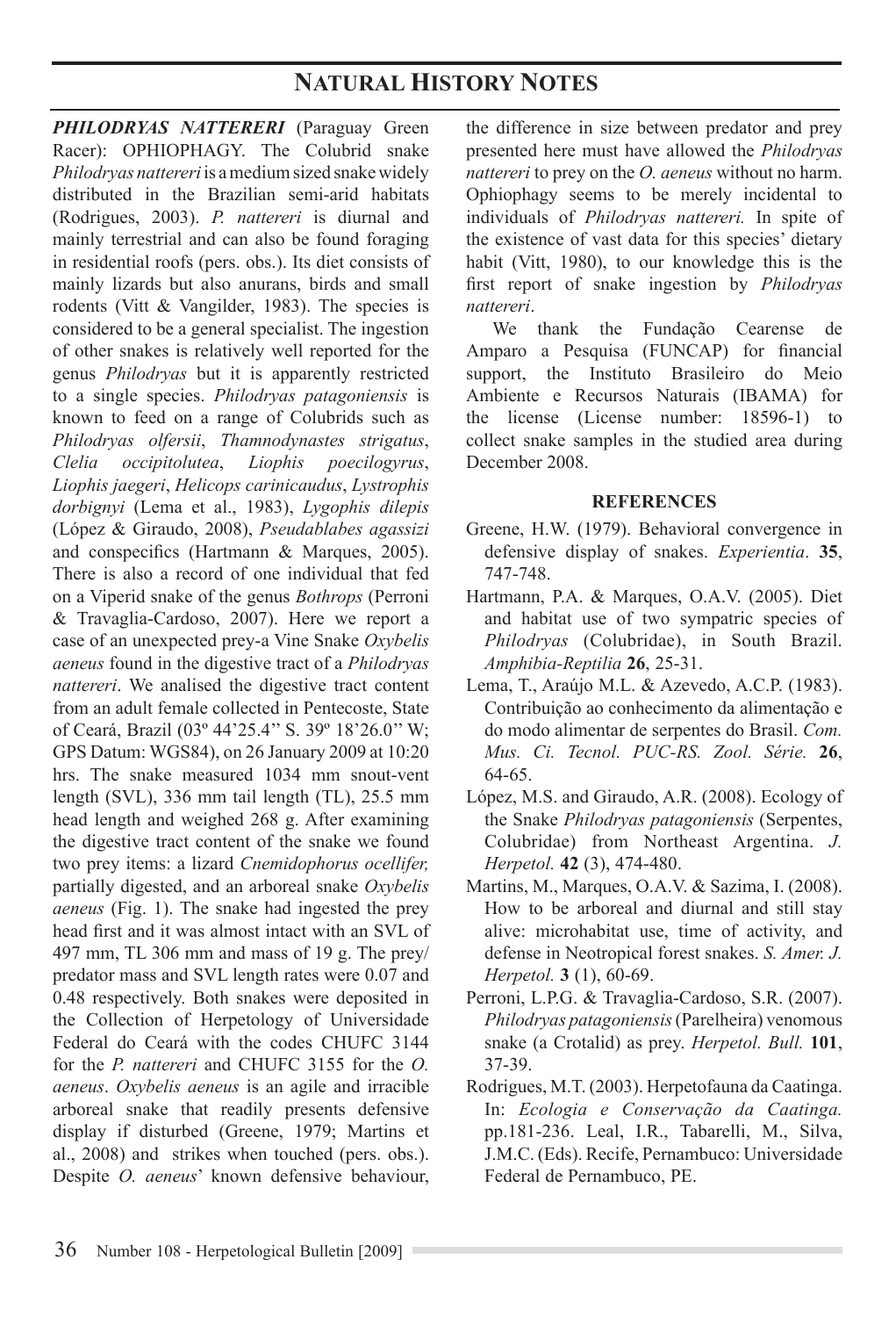## NATURAL HISTORY NOTES

***PHILODRYAS NATTERERI*** (Paraguay Green Racer): OPHIOPHAGY. The Colubrid snake *Philodryas nattereri* is a medium sized snake widely distributed in the Brazilian semi-arid habitats (Rodrigues, 2003). *P. nattereri* is diurnal and mainly terrestrial and can also be found foraging in residential roofs (pers. obs.). Its diet consists of mainly lizards but also anurans, birds and small rodents (Vitt & Vangilder, 1983). The species is considered to be a general specialist. The ingestion of other snakes is relatively well reported for the genus *Philodryas* but it is apparently restricted to a single species. *Philodryas patagoniensis* is known to feed on a range of Colubrids such as *Philodryas olfersii*, *Thamnodynastes strigatus*, *Clelia occipitolutea*, *Liophis poecilogyrus*, *Liophis jaegeri*, *Helicops carinicaudus*, *Lystrophis dorbignyi* (Lema et al., 1983), *Lygophis dilepis* (López & Giraudo, 2008), *Pseudablabes agassizi* and conspecifics (Hartmann & Marques, 2005). There is also a record of one individual that fed on a Viperid snake of the genus *Bothrops* (Perroni & Travaglia-Cardoso, 2007). Here we report a case of an unexpected prey-a Vine Snake *Oxybelis aeneus* found in the digestive tract of a *Philodryas nattereri*. We analised the digestive tract content from an adult female collected in Pentecoste, State of Ceará, Brazil (03º 44'25.4'' S. 39º 18'26.0'' W; GPS Datum: WGS84), on 26 January 2009 at 10:20 hrs. The snake measured 1034 mm snout-vent length (SVL), 336 mm tail length (TL), 25.5 mm head length and weighed 268 g. After examining the digestive tract content of the snake we found two prey items: a lizard *Cnemidophorus ocellifer,* partially digested, and an arboreal snake *Oxybelis aeneus* (Fig. 1). The snake had ingested the prey head first and it was almost intact with an SVL of 497 mm, TL 306 mm and mass of 19 g. The prey/predator mass and SVL length rates were 0.07 and 0.48 respectively. Both snakes were deposited in the Collection of Herpetology of Universidade Federal do Ceará with the codes CHUFC 3144 for the *P. nattereri* and CHUFC 3155 for the *O. aeneus*. *Oxybelis aeneus* is an agile and irracible arboreal snake that readily presents defensive display if disturbed (Greene, 1979; Martins et al., 2008) and strikes when touched (pers. obs.). Despite *O. aeneus*' known defensive behaviour, the difference in size between predator and prey presented here must have allowed the *Philodryas nattereri* to prey on the *O. aeneus* without no harm. Ophiophagy seems to be merely incidental to individuals of *Philodryas nattereri.* In spite of the existence of vast data for this species' dietary habit (Vitt, 1980), to our knowledge this is the first report of snake ingestion by *Philodryas nattereri*.

We thank the Fundação Cearense de Amparo a Pesquisa (FUNCAP) for financial support, the Instituto Brasileiro do Meio Ambiente e Recursos Naturais (IBAMA) for the license (License number: 18596-1) to collect snake samples in the studied area during December 2008.

### REFERENCES

Greene, H.W. (1979). Behavioral convergence in defensive display of snakes. *Experientia*. **35**, 747-748.

Hartmann, P.A. & Marques, O.A.V. (2005). Diet and habitat use of two sympatric species of *Philodryas* (Colubridae), in South Brazil. *Amphibia-Reptilia* **26**, 25-31.

Lema, T., Araújo M.L. & Azevedo, A.C.P. (1983). Contribuição ao conhecimento da alimentação e do modo alimentar de serpentes do Brasil. *Com. Mus. Ci. Tecnol. PUC-RS. Zool. Série.* **26**, 64-65.

López, M.S. and Giraudo, A.R. (2008). Ecology of the Snake *Philodryas patagoniensis* (Serpentes, Colubridae) from Northeast Argentina. *J. Herpetol.* **42** (3), 474-480.

Martins, M., Marques, O.A.V. & Sazima, I. (2008). How to be arboreal and diurnal and still stay alive: microhabitat use, time of activity, and defense in Neotropical forest snakes. *S. Amer. J. Herpetol.* **3** (1), 60-69.

Perroni, L.P.G. & Travaglia-Cardoso, S.R. (2007). *Philodryas patagoniensis* (Parelheira) venomous snake (a Crotalid) as prey. *Herpetol. Bull.* **101**, 37-39.

Rodrigues, M.T. (2003). Herpetofauna da Caatinga. In: *Ecologia e Conservação da Caatinga.* pp.181-236. Leal, I.R., Tabarelli, M., Silva, J.M.C. (Eds). Recife, Pernambuco: Universidade Federal de Pernambuco, PE.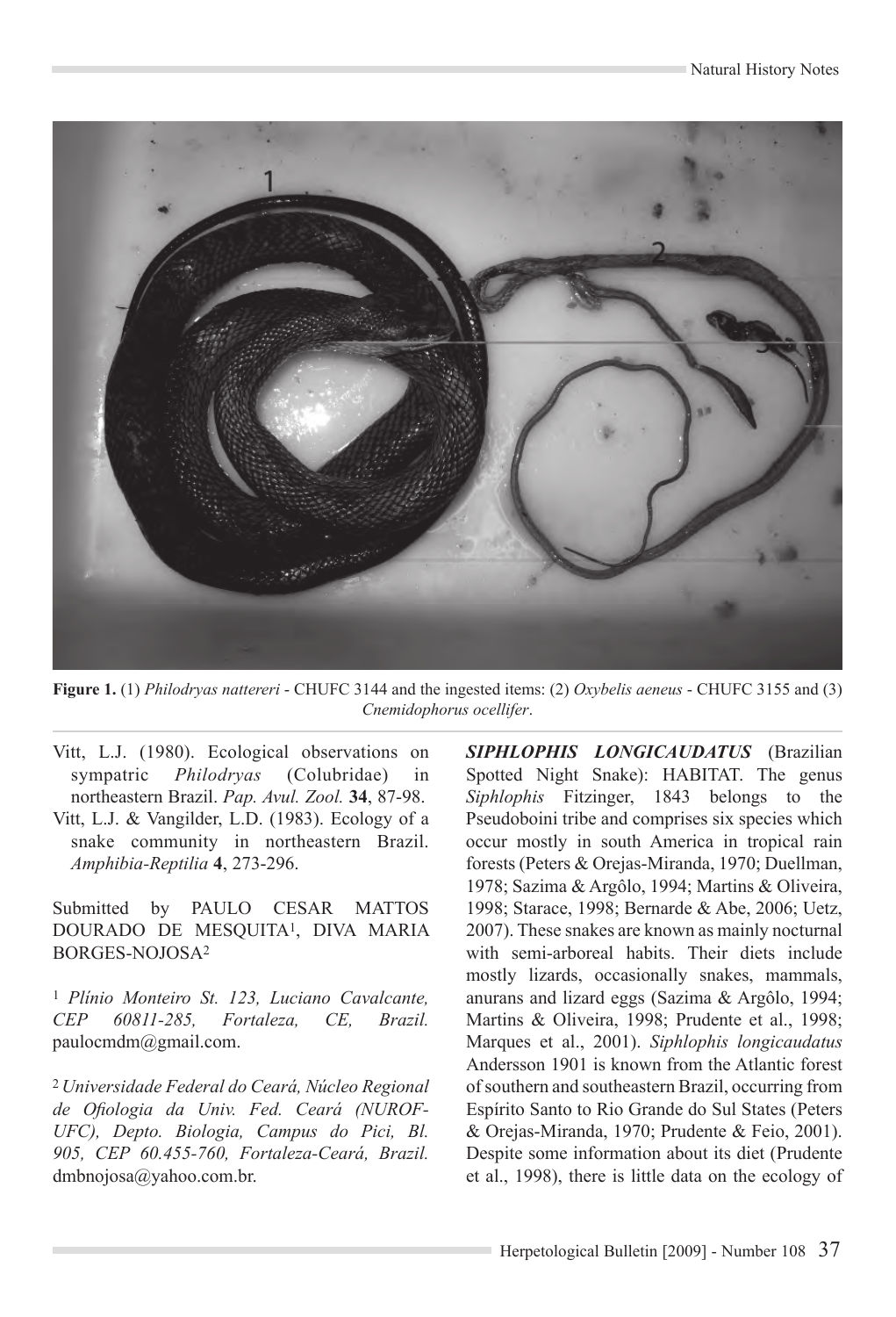**Figure 1.** (1) *Philodryas nattereri* - CHUFC 3144 and the ingested items: (2) *Oxybelis aeneus* - CHUFC 3155 and (3) *Cnemidophorus ocellifer*.

Vitt, L.J. (1980). Ecological observations on sympatric *Philodryas* (Colubridae) in northeastern Brazil. *Pap. Avul. Zool.* **34**, 87-98.

Vitt, L.J. & Vangilder, L.D. (1983). Ecology of a snake community in northeastern Brazil. *Amphibia-Reptilia* **4**, 273-296.

Submitted by PAULO CESAR MATTOS DOURADO DE MESQUITA[1], DIVA MARIA BORGES-NOJOSA[2]

[1] *Plínio Monteiro St. 123, Luciano Cavalcante, CEP 60811-285, Fortaleza, CE, Brazil.* paulocmdm@gmail.com.

[2] *Universidade Federal do Ceará, Núcleo Regional de Ofiologia da Univ. Fed. Ceará (NUROF-UFC), Depto. Biologia, Campus do Pici, Bl. 905, CEP 60.455-760, Fortaleza-Ceará, Brazil.* dmbnojosa@yahoo.com.br.

***SIPHLOPHIS LONGICAUDATUS*** (Brazilian Spotted Night Snake): HABITAT. The genus *Siphlophis* Fitzinger, 1843 belongs to the Pseudoboini tribe and comprises six species which occur mostly in south America in tropical rain forests (Peters & Orejas-Miranda, 1970; Duellman, 1978; Sazima & Argôlo, 1994; Martins & Oliveira, 1998; Starace, 1998; Bernarde & Abe, 2006; Uetz, 2007). These snakes are known as mainly nocturnal with semi-arboreal habits. Their diets include mostly lizards, occasionally snakes, mammals, anurans and lizard eggs (Sazima & Argôlo, 1994; Martins & Oliveira, 1998; Prudente et al., 1998; Marques et al., 2001). *Siphlophis longicaudatus* Andersson 1901 is known from the Atlantic forest of southern and southeastern Brazil, occurring from Espírito Santo to Rio Grande do Sul States (Peters & Orejas-Miranda, 1970; Prudente & Feio, 2001). Despite some information about its diet (Prudente et al., 1998), there is little data on the ecology of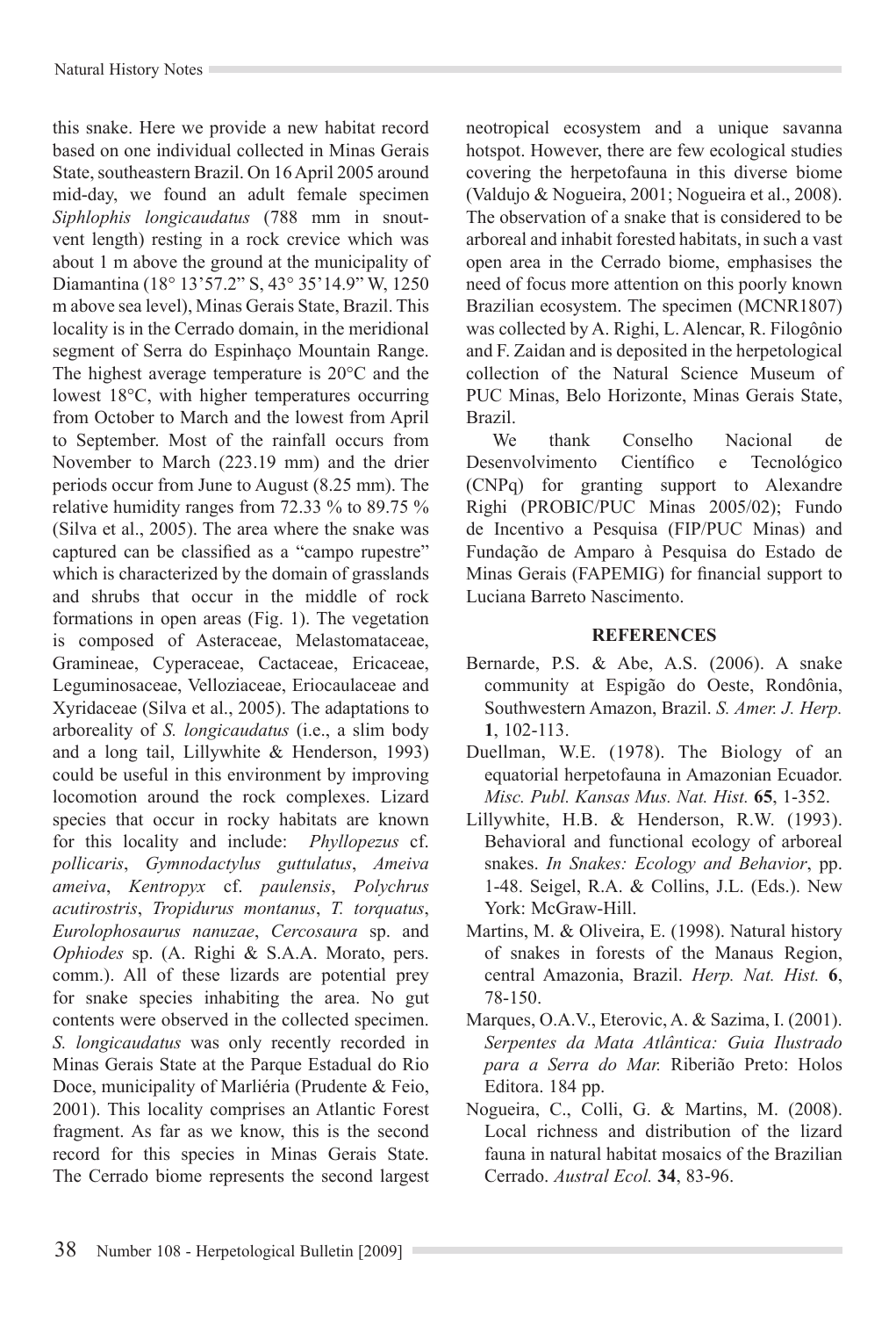this snake. Here we provide a new habitat record based on one individual collected in Minas Gerais State, southeastern Brazil. On 16 April 2005 around mid-day, we found an adult female specimen *Siphlophis longicaudatus* (788 mm in snout-vent length) resting in a rock crevice which was about 1 m above the ground at the municipality of Diamantina (18° 13'57.2" S, 43° 35'14.9" W, 1250 m above sea level), Minas Gerais State, Brazil. This locality is in the Cerrado domain, in the meridional segment of Serra do Espinhaço Mountain Range. The highest average temperature is 20°C and the lowest 18°C, with higher temperatures occurring from October to March and the lowest from April to September. Most of the rainfall occurs from November to March (223.19 mm) and the drier periods occur from June to August (8.25 mm). The relative humidity ranges from 72.33 % to 89.75 % (Silva et al., 2005). The area where the snake was captured can be classified as a "campo rupestre" which is characterized by the domain of grasslands and shrubs that occur in the middle of rock formations in open areas (Fig. 1). The vegetation is composed of Asteraceae, Melastomataceae, Gramineae, Cyperaceae, Cactaceae, Ericaceae, Leguminosaceae, Velloziaceae, Eriocaulaceae and Xyridaceae (Silva et al., 2005). The adaptations to arboreality of *S. longicaudatus* (i.e., a slim body and a long tail, Lillywhite & Henderson, 1993) could be useful in this environment by improving locomotion around the rock complexes. Lizard species that occur in rocky habitats are known for this locality and include: *Phyllopezus* cf. *pollicaris*, *Gymnodactylus guttulatus*, *Ameiva ameiva*, *Kentropyx* cf. *paulensis*, *Polychrus acutirostris*, *Tropidurus montanus*, *T. torquatus*, *Eurolophosaurus nanuzae*, *Cercosaura* sp. and *Ophiodes* sp. (A. Righi & S.A.A. Morato, pers. comm.). All of these lizards are potential prey for snake species inhabiting the area. No gut contents were observed in the collected specimen. *S. longicaudatus* was only recently recorded in Minas Gerais State at the Parque Estadual do Rio Doce, municipality of Marliéria (Prudente & Feio, 2001). This locality comprises an Atlantic Forest fragment. As far as we know, this is the second record for this species in Minas Gerais State. The Cerrado biome represents the second largest neotropical ecosystem and a unique savanna hotspot. However, there are few ecological studies covering the herpetofauna in this diverse biome (Valdujo & Nogueira, 2001; Nogueira et al., 2008). The observation of a snake that is considered to be arboreal and inhabit forested habitats, in such a vast open area in the Cerrado biome, emphasises the need of focus more attention on this poorly known Brazilian ecosystem. The specimen (MCNR1807) was collected by A. Righi, L. Alencar, R. Filogônio and F. Zaidan and is deposited in the herpetological collection of the Natural Science Museum of PUC Minas, Belo Horizonte, Minas Gerais State, Brazil.

We thank Conselho Nacional de Desenvolvimento Científico e Tecnológico (CNPq) for granting support to Alexandre Righi (PROBIC/PUC Minas 2005/02); Fundo de Incentivo a Pesquisa (FIP/PUC Minas) and Fundação de Amparo à Pesquisa do Estado de Minas Gerais (FAPEMIG) for financial support to Luciana Barreto Nascimento.

## REFERENCES

Bernarde, P.S. & Abe, A.S. (2006). A snake community at Espigão do Oeste, Rondônia, Southwestern Amazon, Brazil. *S. Amer. J. Herp.* **1**, 102-113.

Duellman, W.E. (1978). The Biology of an equatorial herpetofauna in Amazonian Ecuador. *Misc. Publ. Kansas Mus. Nat. Hist.* **65**, 1-352.

Lillywhite, H.B. & Henderson, R.W. (1993). Behavioral and functional ecology of arboreal snakes. *In Snakes: Ecology and Behavior*, pp. 1-48. Seigel, R.A. & Collins, J.L. (Eds.). New York: McGraw-Hill.

Martins, M. & Oliveira, E. (1998). Natural history of snakes in forests of the Manaus Region, central Amazonia, Brazil. *Herp. Nat. Hist.* **6**, 78-150.

Marques, O.A.V., Eterovic, A. & Sazima, I. (2001). *Serpentes da Mata Atlântica: Guia Ilustrado para a Serra do Mar.* Riberião Preto: Holos Editora. 184 pp.

Nogueira, C., Colli, G. & Martins, M. (2008). Local richness and distribution of the lizard fauna in natural habitat mosaics of the Brazilian Cerrado. *Austral Ecol.* **34**, 83-96.